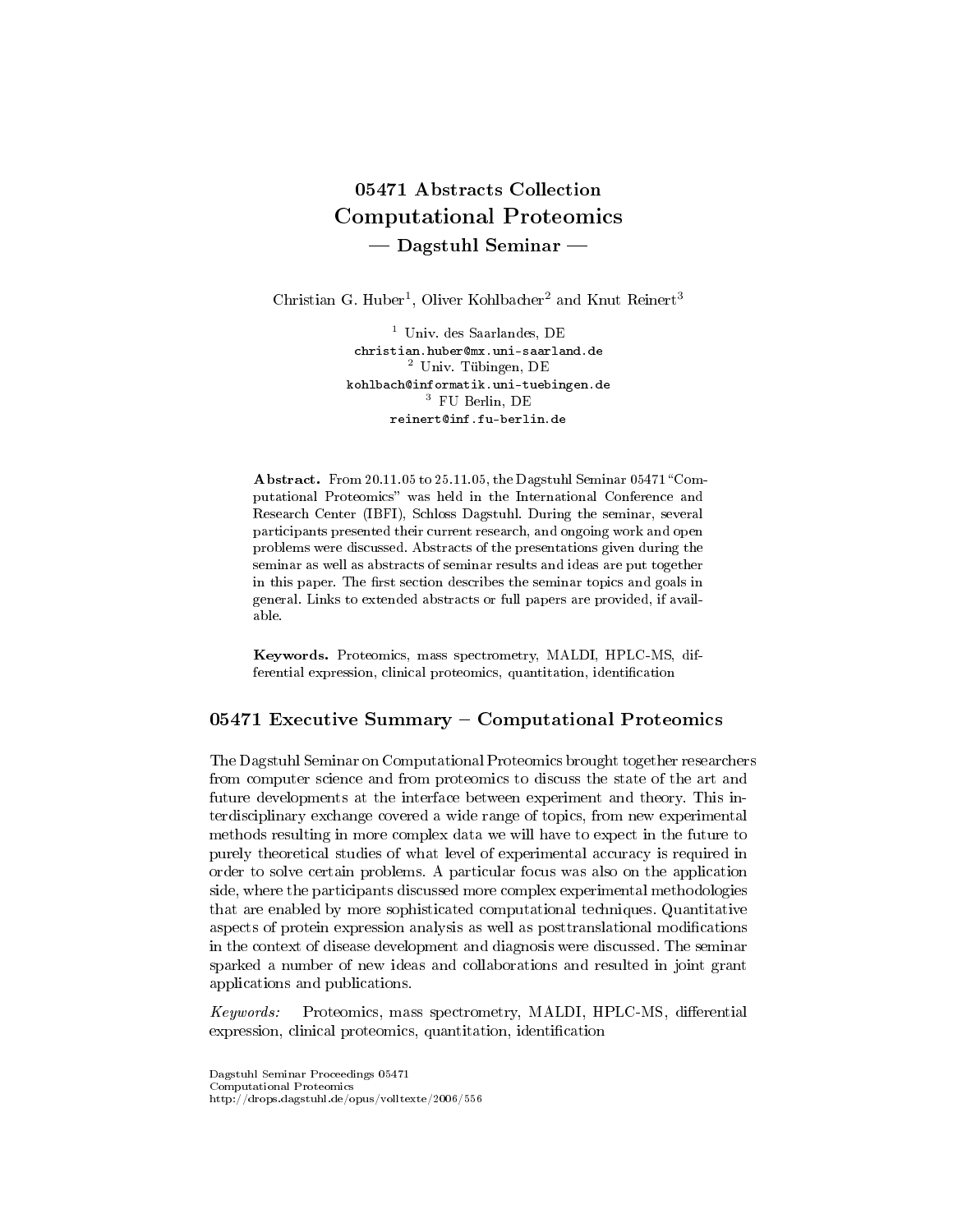# 05471 Abstracts Collection
# Computational Proteomics
## — Dagstuhl Seminar —

Christian G. Huber[1], Oliver Kohlbacher[2] and Knut Reinert[3]

[1] Univ. des Saarlandes, DE
christian.huber@mx.uni-saarland.de
[2] Univ. Tübingen, DE
kohlbach@informatik.uni-tuebingen.de
[3] FU Berlin, DE
reinert@inf.fu-berlin.de

**Abstract.** From 20.11.05 to 25.11.05, the Dagstuhl Seminar 05471 "Computational Proteomics" was held in the International Conference and Research Center (IBFI), Schloss Dagstuhl. During the seminar, several participants presented their current research, and ongoing work and open problems were discussed. Abstracts of the presentations given during the seminar as well as abstracts of seminar results and ideas are put together in this paper. The first section describes the seminar topics and goals in general. Links to extended abstracts or full papers are provided, if available.

**Keywords.** Proteomics, mass spectrometry, MALDI, HPLC-MS, differential expression, clinical proteomics, quantitation, identification

## 05471 Executive Summary – Computational Proteomics

The Dagstuhl Seminar on Computational Proteomics brought together researchers from computer science and from proteomics to discuss the state of the art and future developments at the interface between experiment and theory. This interdisciplinary exchange covered a wide range of topics, from new experimental methods resulting in more complex data we will have to expect in the future to purely theoretical studies of what level of experimental accuracy is required in order to solve certain problems. A particular focus was also on the application side, where the participants discussed more complex experimental methodologies that are enabled by more sophisticated computational techniques. Quantitative aspects of protein expression analysis as well as posttranslational modifications in the context of disease development and diagnosis were discussed. The seminar sparked a number of new ideas and collaborations and resulted in joint grant applications and publications.

*Keywords:* Proteomics, mass spectrometry, MALDI, HPLC-MS, differential expression, clinical proteomics, quantitation, identification

Dagstuhl Seminar Proceedings 05471
Computational Proteomics
http://drops.dagstuhl.de/opus/volltexte/2006/556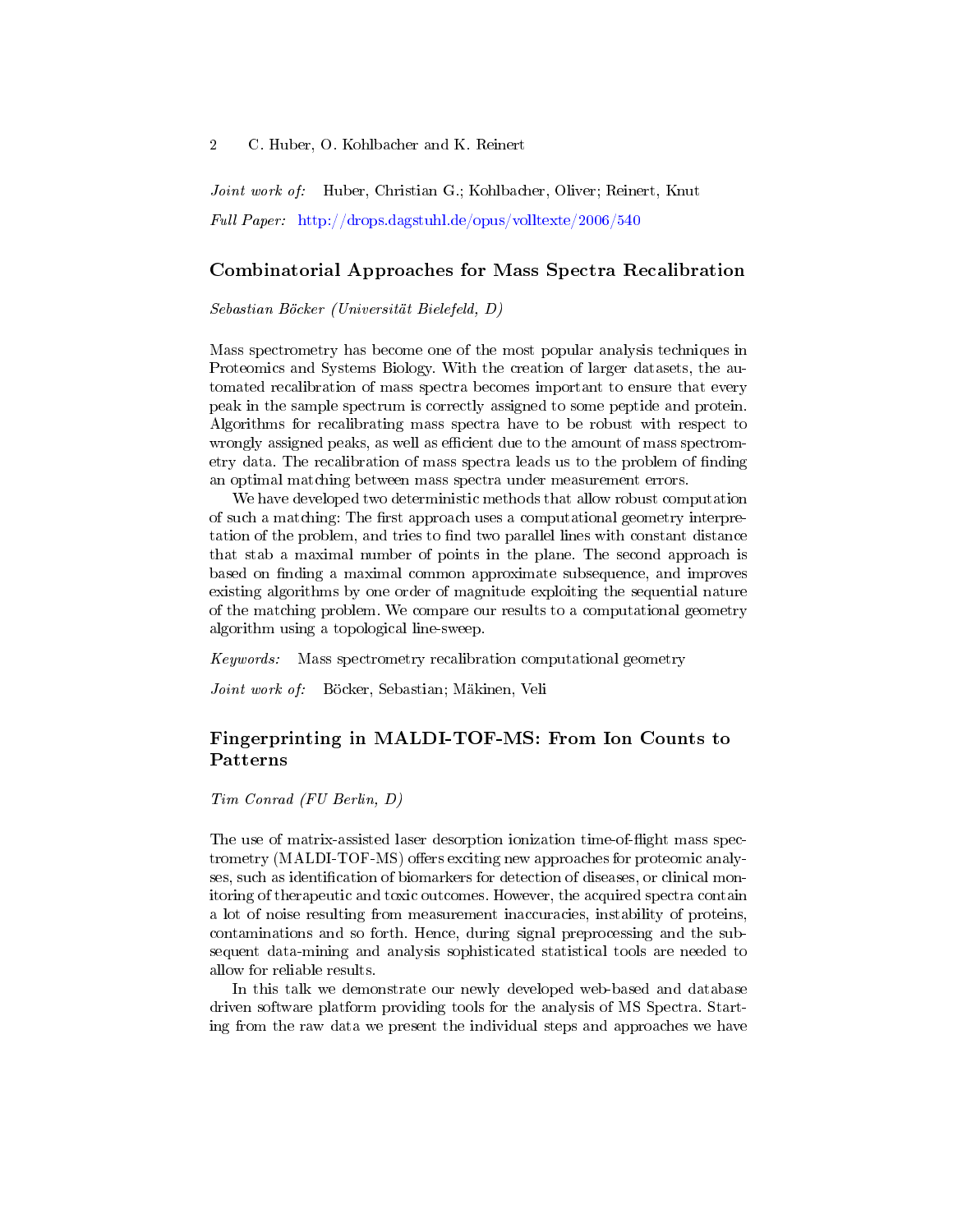*Joint work of:* Huber, Christian G.; Kohlbacher, Oliver; Reinert, Knut

*Full Paper:* http://drops.dagstuhl.de/opus/volltexte/2006/540

## Combinatorial Approaches for Mass Spectra Recalibration

*Sebastian Böcker (Universität Bielefeld, D)*

Mass spectrometry has become one of the most popular analysis techniques in Proteomics and Systems Biology. With the creation of larger datasets, the automated recalibration of mass spectra becomes important to ensure that every peak in the sample spectrum is correctly assigned to some peptide and protein. Algorithms for recalibrating mass spectra have to be robust with respect to wrongly assigned peaks, as well as efficient due to the amount of mass spectrometry data. The recalibration of mass spectra leads us to the problem of finding an optimal matching between mass spectra under measurement errors.

We have developed two deterministic methods that allow robust computation of such a matching: The first approach uses a computational geometry interpretation of the problem, and tries to find two parallel lines with constant distance that stab a maximal number of points in the plane. The second approach is based on finding a maximal common approximate subsequence, and improves existing algorithms by one order of magnitude exploiting the sequential nature of the matching problem. We compare our results to a computational geometry algorithm using a topological line-sweep.

*Keywords:* Mass spectrometry recalibration computational geometry

*Joint work of:* Böcker, Sebastian; Mäkinen, Veli

## Fingerprinting in MALDI-TOF-MS: From Ion Counts to Patterns

*Tim Conrad (FU Berlin, D)*

The use of matrix-assisted laser desorption ionization time-of-flight mass spectrometry (MALDI-TOF-MS) offers exciting new approaches for proteomic analyses, such as identification of biomarkers for detection of diseases, or clinical monitoring of therapeutic and toxic outcomes. However, the acquired spectra contain a lot of noise resulting from measurement inaccuracies, instability of proteins, contaminations and so forth. Hence, during signal preprocessing and the subsequent data-mining and analysis sophisticated statistical tools are needed to allow for reliable results.

In this talk we demonstrate our newly developed web-based and database driven software platform providing tools for the analysis of MS Spectra. Starting from the raw data we present the individual steps and approaches we have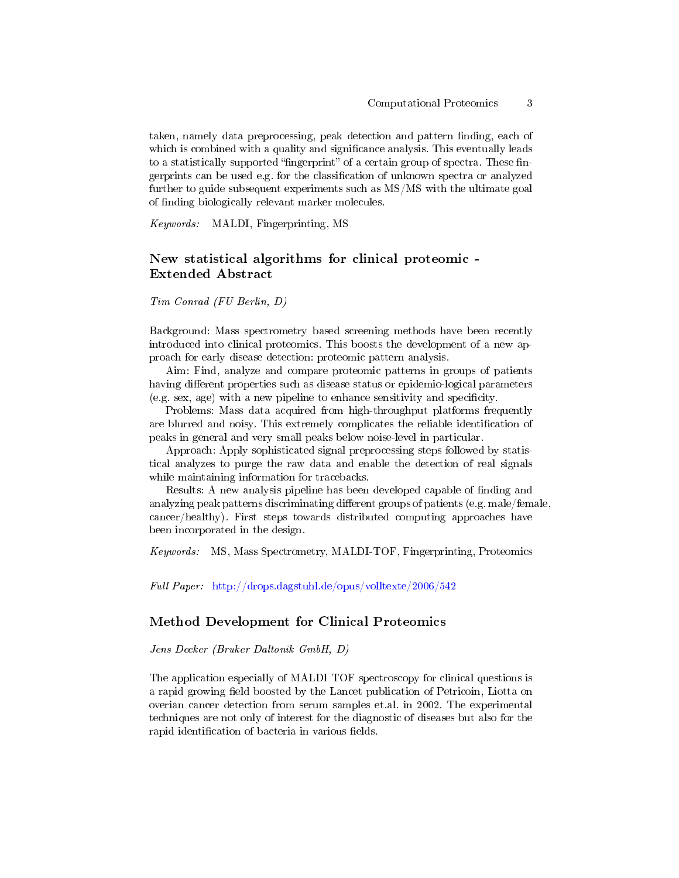taken, namely data preprocessing, peak detection and pattern finding, each of which is combined with a quality and significance analysis. This eventually leads to a statistically supported "fingerprint" of a certain group of spectra. These fingerprints can be used e.g. for the classification of unknown spectra or analyzed further to guide subsequent experiments such as MS/MS with the ultimate goal of finding biologically relevant marker molecules.

*Keywords:* MALDI, Fingerprinting, MS

## New statistical algorithms for clinical proteomic - Extended Abstract

*Tim Conrad (FU Berlin, D)*

Background: Mass spectrometry based screening methods have been recently introduced into clinical proteomics. This boosts the development of a new approach for early disease detection: proteomic pattern analysis.

Aim: Find, analyze and compare proteomic patterns in groups of patients having different properties such as disease status or epidemio-logical parameters (e.g. sex, age) with a new pipeline to enhance sensitivity and specificity.

Problems: Mass data acquired from high-throughput platforms frequently are blurred and noisy. This extremely complicates the reliable identification of peaks in general and very small peaks below noise-level in particular.

Approach: Apply sophisticated signal preprocessing steps followed by statistical analyzes to purge the raw data and enable the detection of real signals while maintaining information for tracebacks.

Results: A new analysis pipeline has been developed capable of finding and analyzing peak patterns discriminating different groups of patients (e.g. male/female, cancer/healthy). First steps towards distributed computing approaches have been incorporated in the design.

*Keywords:* MS, Mass Spectrometry, MALDI-TOF, Fingerprinting, Proteomics

*Full Paper:* http://drops.dagstuhl.de/opus/volltexte/2006/542

## Method Development for Clinical Proteomics

*Jens Decker (Bruker Daltonik GmbH, D)*

The application especially of MALDI TOF spectroscopy for clinical questions is a rapid growing field boosted by the Lancet publication of Petricoin, Liotta on overian cancer detection from serum samples et.al. in 2002. The experimental techniques are not only of interest for the diagnostic of diseases but also for the rapid identification of bacteria in various fields.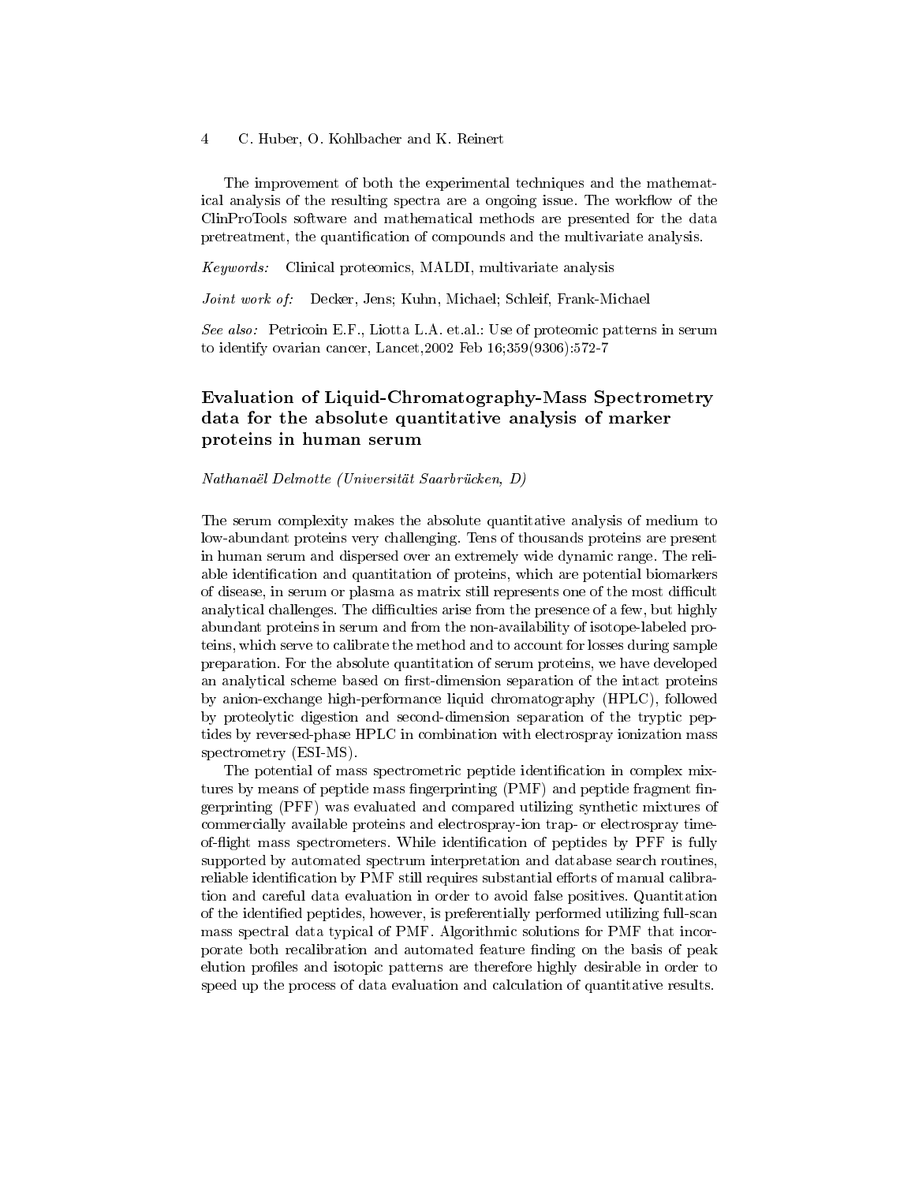The improvement of both the experimental techniques and the mathematical analysis of the resulting spectra are a ongoing issue. The workflow of the ClinProTools software and mathematical methods are presented for the data pretreatment, the quantification of compounds and the multivariate analysis.

*Keywords:* Clinical proteomics, MALDI, multivariate analysis

*Joint work of:* Decker, Jens; Kuhn, Michael; Schleif, Frank-Michael

*See also:* Petricoin E.F., Liotta L.A. et.al.: Use of proteomic patterns in serum to identify ovarian cancer, Lancet,2002 Feb 16;359(9306):572-7

## Evaluation of Liquid-Chromatography-Mass Spectrometry data for the absolute quantitative analysis of marker proteins in human serum

*Nathanaël Delmotte (Universität Saarbrücken, D)*

The serum complexity makes the absolute quantitative analysis of medium to low-abundant proteins very challenging. Tens of thousands proteins are present in human serum and dispersed over an extremely wide dynamic range. The reliable identification and quantitation of proteins, which are potential biomarkers of disease, in serum or plasma as matrix still represents one of the most difficult analytical challenges. The difficulties arise from the presence of a few, but highly abundant proteins in serum and from the non-availability of isotope-labeled proteins, which serve to calibrate the method and to account for losses during sample preparation. For the absolute quantitation of serum proteins, we have developed an analytical scheme based on first-dimension separation of the intact proteins by anion-exchange high-performance liquid chromatography (HPLC), followed by proteolytic digestion and second-dimension separation of the tryptic peptides by reversed-phase HPLC in combination with electrospray ionization mass spectrometry (ESI-MS).

The potential of mass spectrometric peptide identification in complex mixtures by means of peptide mass fingerprinting (PMF) and peptide fragment fingerprinting (PFF) was evaluated and compared utilizing synthetic mixtures of commercially available proteins and electrospray-ion trap- or electrospray time-of-flight mass spectrometers. While identification of peptides by PFF is fully supported by automated spectrum interpretation and database search routines, reliable identification by PMF still requires substantial efforts of manual calibration and careful data evaluation in order to avoid false positives. Quantitation of the identified peptides, however, is preferentially performed utilizing full-scan mass spectral data typical of PMF. Algorithmic solutions for PMF that incorporate both recalibration and automated feature finding on the basis of peak elution profiles and isotopic patterns are therefore highly desirable in order to speed up the process of data evaluation and calculation of quantitative results.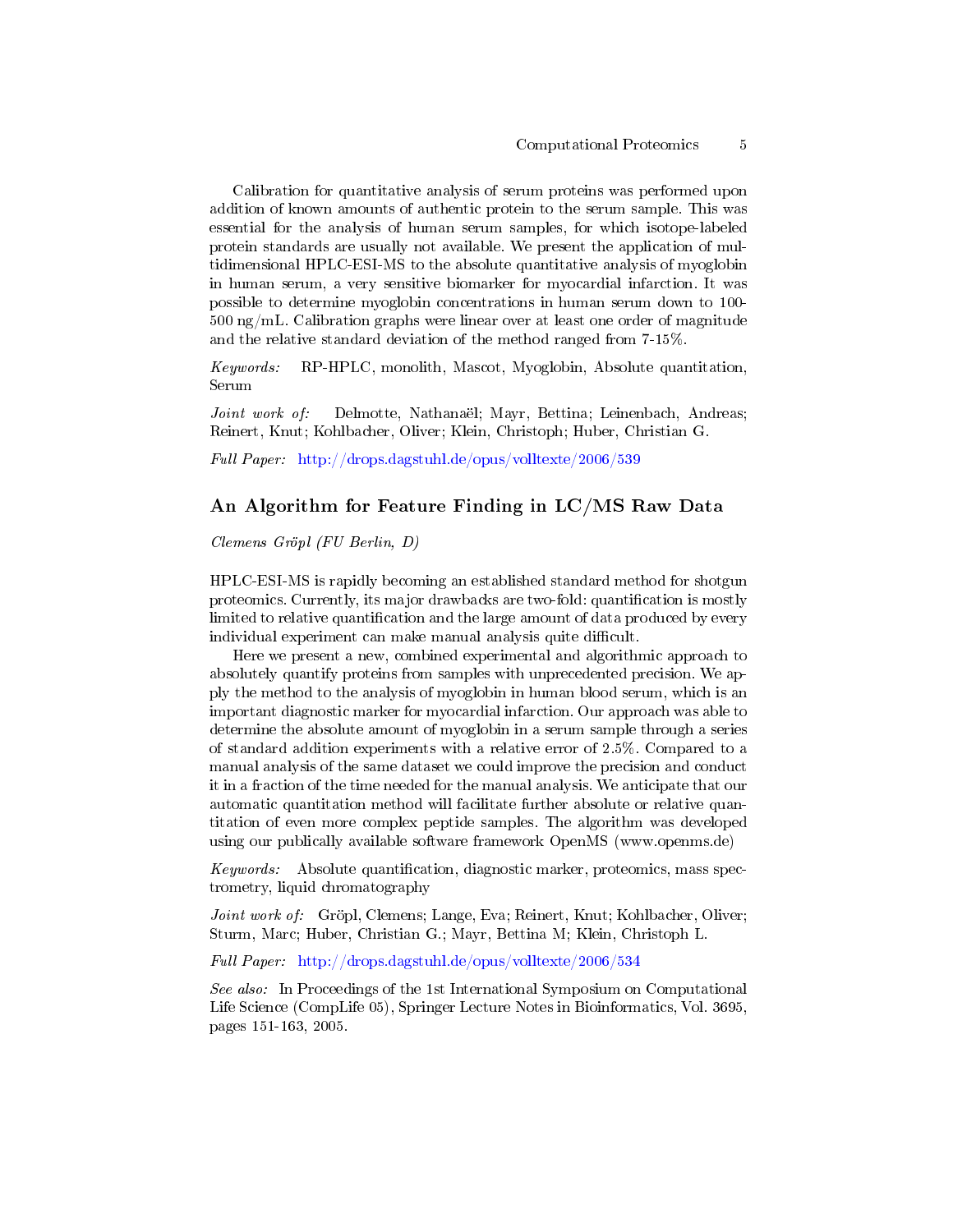Calibration for quantitative analysis of serum proteins was performed upon addition of known amounts of authentic protein to the serum sample. This was essential for the analysis of human serum samples, for which isotope-labeled protein standards are usually not available. We present the application of multidimensional HPLC-ESI-MS to the absolute quantitative analysis of myoglobin in human serum, a very sensitive biomarker for myocardial infarction. It was possible to determine myoglobin concentrations in human serum down to 100-500 ng/mL. Calibration graphs were linear over at least one order of magnitude and the relative standard deviation of the method ranged from 7-15%.

*Keywords:* RP-HPLC, monolith, Mascot, Myoglobin, Absolute quantitation, Serum

*Joint work of:* Delmotte, Nathanaël; Mayr, Bettina; Leinenbach, Andreas; Reinert, Knut; Kohlbacher, Oliver; Klein, Christoph; Huber, Christian G.

*Full Paper:* http://drops.dagstuhl.de/opus/volltexte/2006/539

## An Algorithm for Feature Finding in LC/MS Raw Data

*Clemens Gröpl (FU Berlin, D)*

HPLC-ESI-MS is rapidly becoming an established standard method for shotgun proteomics. Currently, its major drawbacks are two-fold: quantification is mostly limited to relative quantification and the large amount of data produced by every individual experiment can make manual analysis quite difficult.

Here we present a new, combined experimental and algorithmic approach to absolutely quantify proteins from samples with unprecedented precision. We apply the method to the analysis of myoglobin in human blood serum, which is an important diagnostic marker for myocardial infarction. Our approach was able to determine the absolute amount of myoglobin in a serum sample through a series of standard addition experiments with a relative error of 2.5%. Compared to a manual analysis of the same dataset we could improve the precision and conduct it in a fraction of the time needed for the manual analysis. We anticipate that our automatic quantitation method will facilitate further absolute or relative quantitation of even more complex peptide samples. The algorithm was developed using our publically available software framework OpenMS (www.openms.de)

*Keywords:* Absolute quantification, diagnostic marker, proteomics, mass spectrometry, liquid chromatography

*Joint work of:* Gröpl, Clemens; Lange, Eva; Reinert, Knut; Kohlbacher, Oliver; Sturm, Marc; Huber, Christian G.; Mayr, Bettina M; Klein, Christoph L.

*Full Paper:* http://drops.dagstuhl.de/opus/volltexte/2006/534

*See also:* In Proceedings of the 1st International Symposium on Computational Life Science (CompLife 05), Springer Lecture Notes in Bioinformatics, Vol. 3695, pages 151-163, 2005.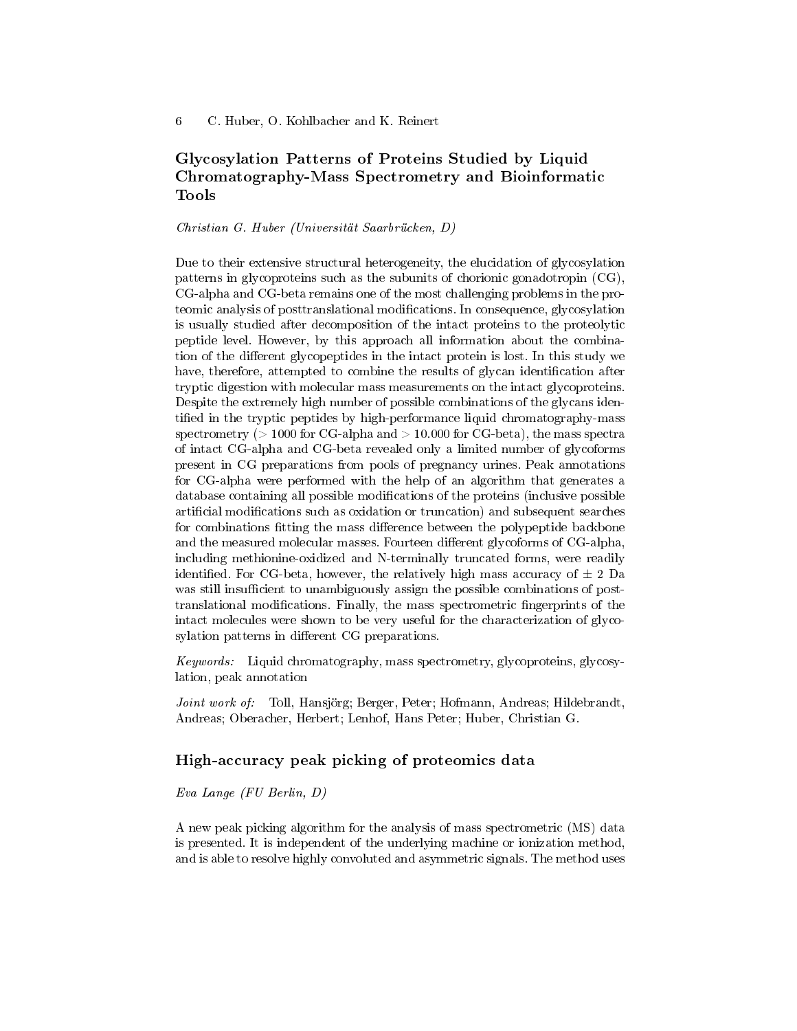## Glycosylation Patterns of Proteins Studied by Liquid Chromatography-Mass Spectrometry and Bioinformatic Tools

*Christian G. Huber (Universität Saarbrücken, D)*

Due to their extensive structural heterogeneity, the elucidation of glycosylation patterns in glycoproteins such as the subunits of chorionic gonadotropin (CG), CG-alpha and CG-beta remains one of the most challenging problems in the proteomic analysis of posttranslational modifications. In consequence, glycosylation is usually studied after decomposition of the intact proteins to the proteolytic peptide level. However, by this approach all information about the combination of the different glycopeptides in the intact protein is lost. In this study we have, therefore, attempted to combine the results of glycan identification after tryptic digestion with molecular mass measurements on the intact glycoproteins. Despite the extremely high number of possible combinations of the glycans identified in the tryptic peptides by high-performance liquid chromatography-mass spectrometry (> 1000 for CG-alpha and > 10.000 for CG-beta), the mass spectra of intact CG-alpha and CG-beta revealed only a limited number of glycoforms present in CG preparations from pools of pregnancy urines. Peak annotations for CG-alpha were performed with the help of an algorithm that generates a database containing all possible modifications of the proteins (inclusive possible artificial modifications such as oxidation or truncation) and subsequent searches for combinations fitting the mass difference between the polypeptide backbone and the measured molecular masses. Fourteen different glycoforms of CG-alpha, including methionine-oxidized and N-terminally truncated forms, were readily identified. For CG-beta, however, the relatively high mass accuracy of $\pm$ 2 Da was still insufficient to unambiguously assign the possible combinations of posttranslational modifications. Finally, the mass spectrometric fingerprints of the intact molecules were shown to be very useful for the characterization of glycosylation patterns in different CG preparations.

*Keywords:* Liquid chromatography, mass spectrometry, glycoproteins, glycosylation, peak annotation

*Joint work of:* Toll, Hansjörg; Berger, Peter; Hofmann, Andreas; Hildebrandt, Andreas; Oberacher, Herbert; Lenhof, Hans Peter; Huber, Christian G.

## High-accuracy peak picking of proteomics data

*Eva Lange (FU Berlin, D)*

A new peak picking algorithm for the analysis of mass spectrometric (MS) data is presented. It is independent of the underlying machine or ionization method, and is able to resolve highly convoluted and asymmetric signals. The method uses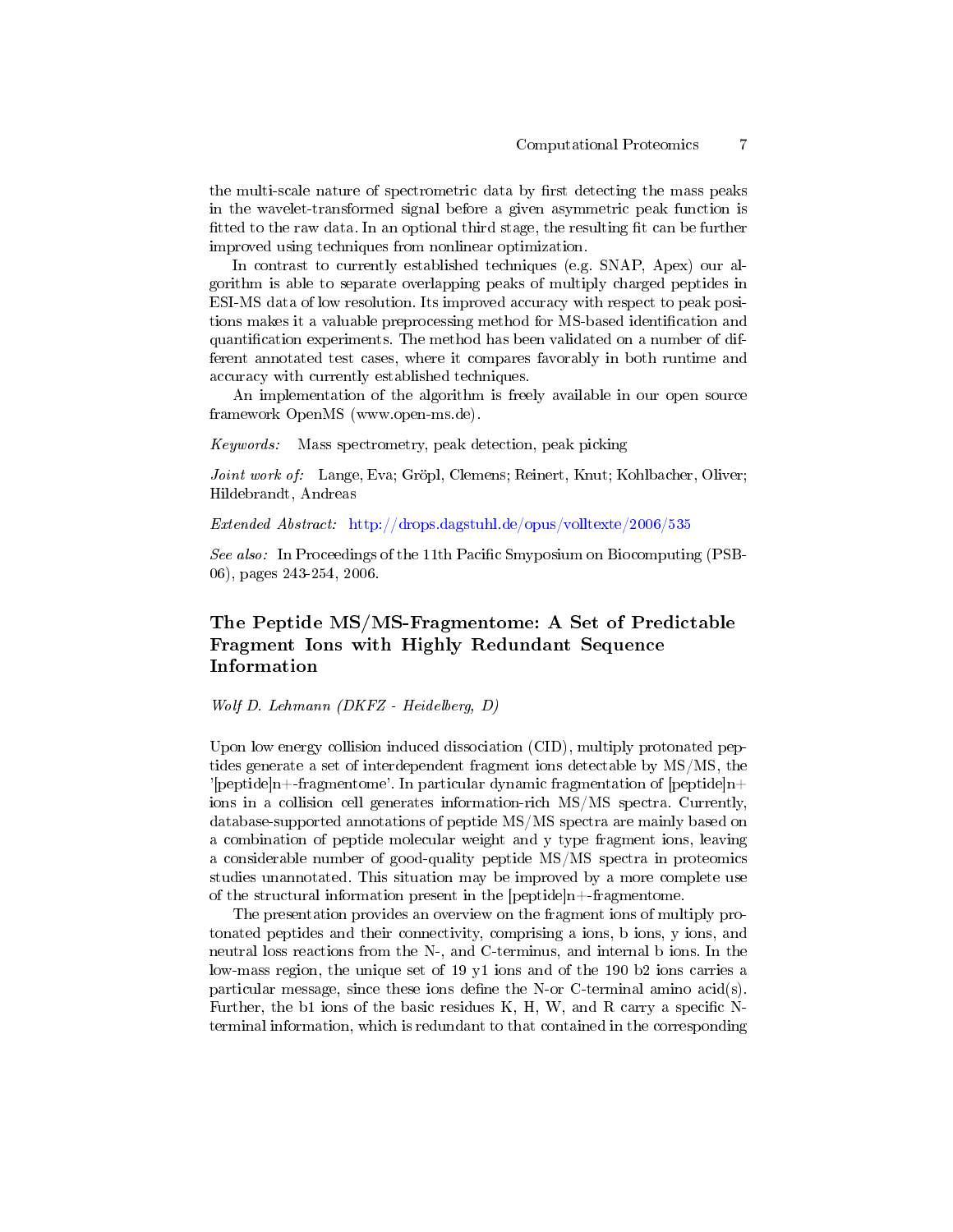the multi-scale nature of spectrometric data by first detecting the mass peaks in the wavelet-transformed signal before a given asymmetric peak function is fitted to the raw data. In an optional third stage, the resulting fit can be further improved using techniques from nonlinear optimization.

In contrast to currently established techniques (e.g. SNAP, Apex) our algorithm is able to separate overlapping peaks of multiply charged peptides in ESI-MS data of low resolution. Its improved accuracy with respect to peak positions makes it a valuable preprocessing method for MS-based identification and quantification experiments. The method has been validated on a number of different annotated test cases, where it compares favorably in both runtime and accuracy with currently established techniques.

An implementation of the algorithm is freely available in our open source framework OpenMS (www.open-ms.de).

*Keywords:* Mass spectrometry, peak detection, peak picking

*Joint work of:* Lange, Eva; Gröpl, Clemens; Reinert, Knut; Kohlbacher, Oliver; Hildebrandt, Andreas

*Extended Abstract:* http://drops.dagstuhl.de/opus/volltexte/2006/535

*See also:* In Proceedings of the 11th Pacific Smyposium on Biocomputing (PSB-06), pages 243-254, 2006.

## The Peptide MS/MS-Fragmentome: A Set of Predictable Fragment Ions with Highly Redundant Sequence Information

*Wolf D. Lehmann (DKFZ - Heidelberg, D)*

Upon low energy collision induced dissociation (CID), multiply protonated peptides generate a set of interdependent fragment ions detectable by MS/MS, the '[peptide]n+-fragmentome'. In particular dynamic fragmentation of [peptide]n+ ions in a collision cell generates information-rich MS/MS spectra. Currently, database-supported annotations of peptide MS/MS spectra are mainly based on a combination of peptide molecular weight and y type fragment ions, leaving a considerable number of good-quality peptide MS/MS spectra in proteomics studies unannotated. This situation may be improved by a more complete use of the structural information present in the [peptide]n+-fragmentome.

The presentation provides an overview on the fragment ions of multiply protonated peptides and their connectivity, comprising a ions, b ions, y ions, and neutral loss reactions from the N-, and C-terminus, and internal b ions. In the low-mass region, the unique set of 19 y1 ions and of the 190 b2 ions carries a particular message, since these ions define the N-or C-terminal amino acid(s). Further, the b1 ions of the basic residues K, H, W, and R carry a specific N-terminal information, which is redundant to that contained in the corresponding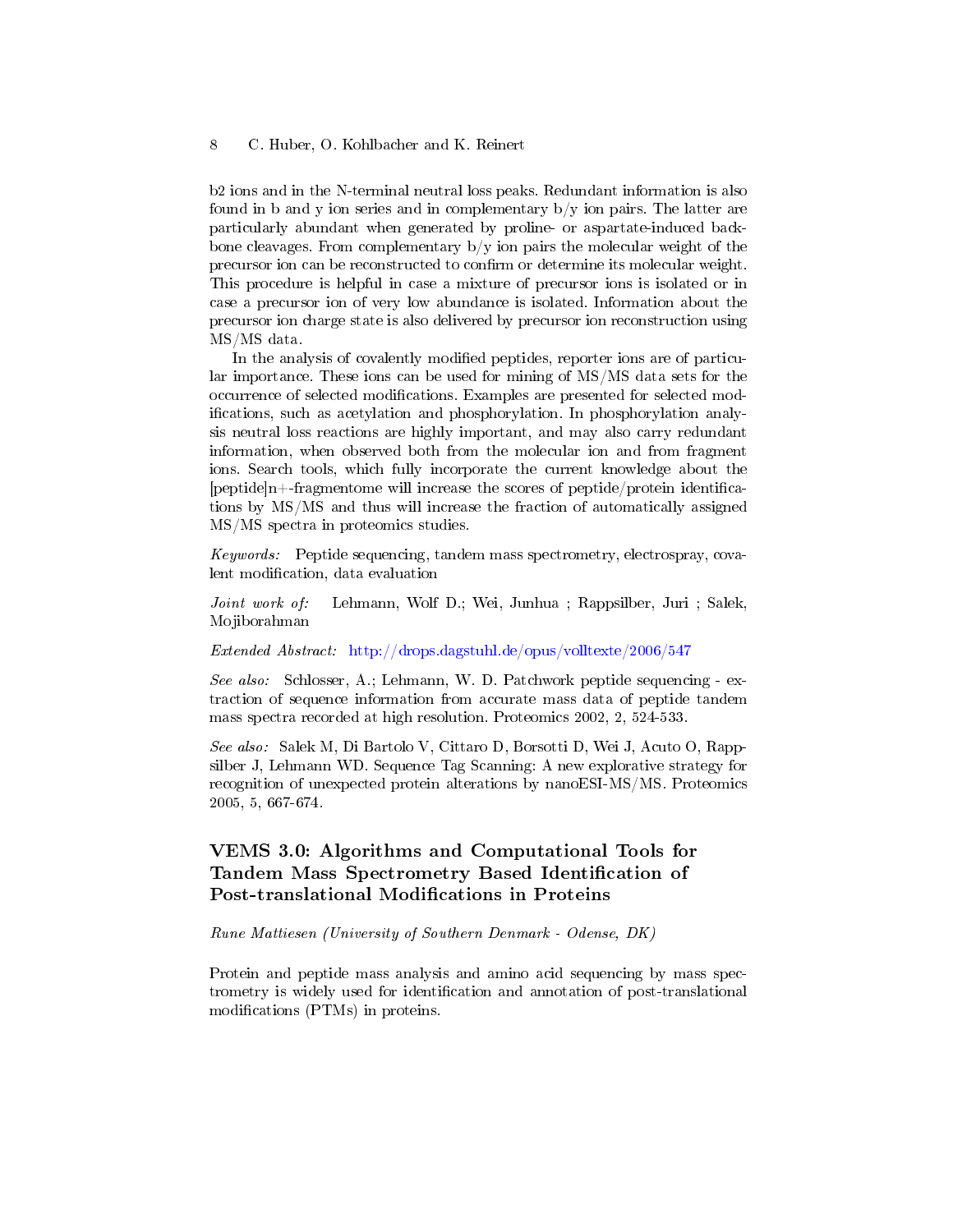b2 ions and in the N-terminal neutral loss peaks. Redundant information is also found in b and y ion series and in complementary b/y ion pairs. The latter are particularly abundant when generated by proline- or aspartate-induced backbone cleavages. From complementary b/y ion pairs the molecular weight of the precursor ion can be reconstructed to confirm or determine its molecular weight. This procedure is helpful in case a mixture of precursor ions is isolated or in case a precursor ion of very low abundance is isolated. Information about the precursor ion charge state is also delivered by precursor ion reconstruction using MS/MS data.

In the analysis of covalently modified peptides, reporter ions are of particular importance. These ions can be used for mining of MS/MS data sets for the occurrence of selected modifications. Examples are presented for selected modifications, such as acetylation and phosphorylation. In phosphorylation analysis neutral loss reactions are highly important, and may also carry redundant information, when observed both from the molecular ion and from fragment ions. Search tools, which fully incorporate the current knowledge about the [peptide]n+-fragmentome will increase the scores of peptide/protein identifications by MS/MS and thus will increase the fraction of automatically assigned MS/MS spectra in proteomics studies.

*Keywords:* Peptide sequencing, tandem mass spectrometry, electrospray, covalent modification, data evaluation

*Joint work of:* Lehmann, Wolf D.; Wei, Junhua ; Rappsilber, Juri ; Salek, Mojiborahman

*Extended Abstract:* http://drops.dagstuhl.de/opus/volltexte/2006/547

*See also:* Schlosser, A.; Lehmann, W. D. Patchwork peptide sequencing - extraction of sequence information from accurate mass data of peptide tandem mass spectra recorded at high resolution. Proteomics 2002, 2, 524-533.

*See also:* Salek M, Di Bartolo V, Cittaro D, Borsotti D, Wei J, Acuto O, Rappsilber J, Lehmann WD. Sequence Tag Scanning: A new explorative strategy for recognition of unexpected protein alterations by nanoESI-MS/MS. Proteomics 2005, 5, 667-674.

## VEMS 3.0: Algorithms and Computational Tools for Tandem Mass Spectrometry Based Identification of Post-translational Modifications in Proteins

*Rune Mattiesen (University of Southern Denmark - Odense, DK)*

Protein and peptide mass analysis and amino acid sequencing by mass spectrometry is widely used for identification and annotation of post-translational modifications (PTMs) in proteins.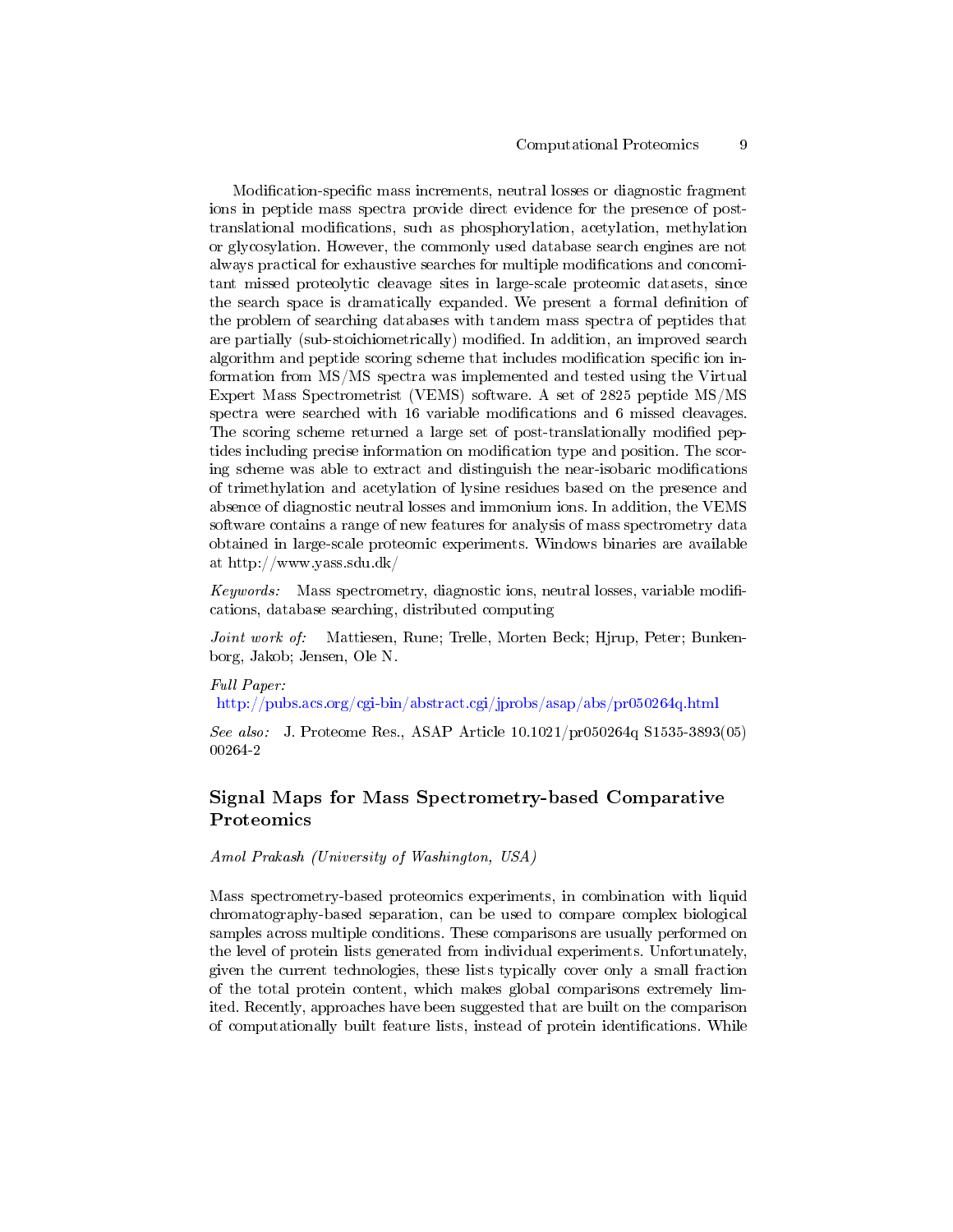Modification-specific mass increments, neutral losses or diagnostic fragment ions in peptide mass spectra provide direct evidence for the presence of post-translational modifications, such as phosphorylation, acetylation, methylation or glycosylation. However, the commonly used database search engines are not always practical for exhaustive searches for multiple modifications and concomitant missed proteolytic cleavage sites in large-scale proteomic datasets, since the search space is dramatically expanded. We present a formal definition of the problem of searching databases with tandem mass spectra of peptides that are partially (sub-stoichiometrically) modified. In addition, an improved search algorithm and peptide scoring scheme that includes modification specific ion information from MS/MS spectra was implemented and tested using the Virtual Expert Mass Spectrometrist (VEMS) software. A set of 2825 peptide MS/MS spectra were searched with 16 variable modifications and 6 missed cleavages. The scoring scheme returned a large set of post-translationally modified peptides including precise information on modification type and position. The scoring scheme was able to extract and distinguish the near-isobaric modifications of trimethylation and acetylation of lysine residues based on the presence and absence of diagnostic neutral losses and immonium ions. In addition, the VEMS software contains a range of new features for analysis of mass spectrometry data obtained in large-scale proteomic experiments. Windows binaries are available at http://www.yass.sdu.dk/

*Keywords:* Mass spectrometry, diagnostic ions, neutral losses, variable modifications, database searching, distributed computing

*Joint work of:* Mattiesen, Rune; Trelle, Morten Beck; Hjrup, Peter; Bunkenborg, Jakob; Jensen, Ole N.

*Full Paper:*
http://pubs.acs.org/cgi-bin/abstract.cgi/jprobs/asap/abs/pr050264q.html

*See also:* J. Proteome Res., ASAP Article 10.1021/pr050264q S1535-3893(05) 00264-2

## Signal Maps for Mass Spectrometry-based Comparative Proteomics

*Amol Prakash (University of Washington, USA)*

Mass spectrometry-based proteomics experiments, in combination with liquid chromatography-based separation, can be used to compare complex biological samples across multiple conditions. These comparisons are usually performed on the level of protein lists generated from individual experiments. Unfortunately, given the current technologies, these lists typically cover only a small fraction of the total protein content, which makes global comparisons extremely limited. Recently, approaches have been suggested that are built on the comparison of computationally built feature lists, instead of protein identifications. While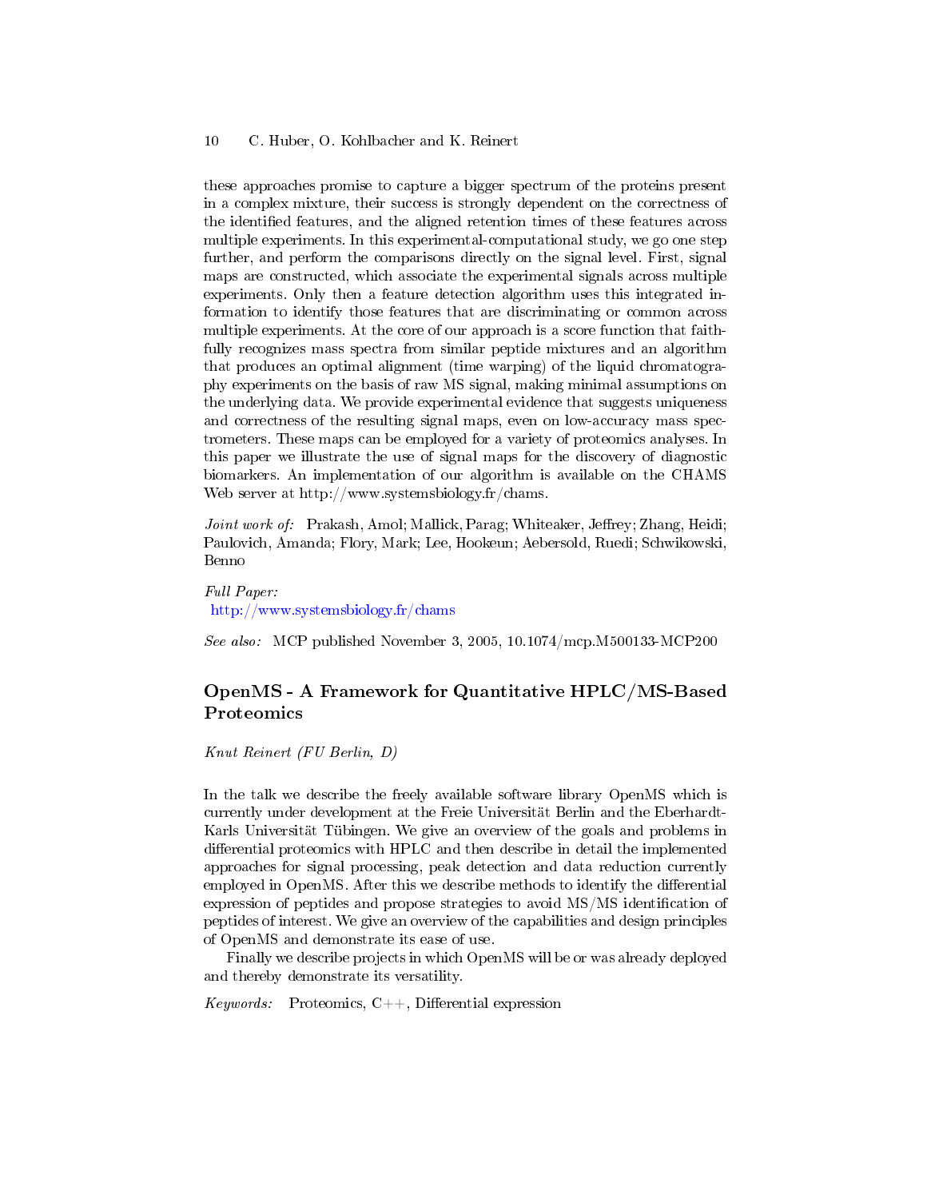these approaches promise to capture a bigger spectrum of the proteins present in a complex mixture, their success is strongly dependent on the correctness of the identified features, and the aligned retention times of these features across multiple experiments. In this experimental-computational study, we go one step further, and perform the comparisons directly on the signal level. First, signal maps are constructed, which associate the experimental signals across multiple experiments. Only then a feature detection algorithm uses this integrated information to identify those features that are discriminating or common across multiple experiments. At the core of our approach is a score function that faithfully recognizes mass spectra from similar peptide mixtures and an algorithm that produces an optimal alignment (time warping) of the liquid chromatography experiments on the basis of raw MS signal, making minimal assumptions on the underlying data. We provide experimental evidence that suggests uniqueness and correctness of the resulting signal maps, even on low-accuracy mass spectrometers. These maps can be employed for a variety of proteomics analyses. In this paper we illustrate the use of signal maps for the discovery of diagnostic biomarkers. An implementation of our algorithm is available on the CHAMS Web server at http://www.systemsbiology.fr/chams.

*Joint work of:* Prakash, Amol; Mallick, Parag; Whiteaker, Jeffrey; Zhang, Heidi; Paulovich, Amanda; Flory, Mark; Lee, Hookeun; Aebersold, Ruedi; Schwikowski, Benno

*Full Paper:*
http://www.systemsbiology.fr/chams

*See also:* MCP published November 3, 2005, 10.1074/mcp.M500133-MCP200

## OpenMS - A Framework for Quantitative HPLC/MS-Based Proteomics

*Knut Reinert (FU Berlin, D)*

In the talk we describe the freely available software library OpenMS which is currently under development at the Freie Universität Berlin and the Eberhardt-Karls Universität Tübingen. We give an overview of the goals and problems in differential proteomics with HPLC and then describe in detail the implemented approaches for signal processing, peak detection and data reduction currently employed in OpenMS. After this we describe methods to identify the differential expression of peptides and propose strategies to avoid MS/MS identification of peptides of interest. We give an overview of the capabilities and design principles of OpenMS and demonstrate its ease of use.

Finally we describe projects in which OpenMS will be or was already deployed and thereby demonstrate its versatility.

*Keywords:* Proteomics, C++, Differential expression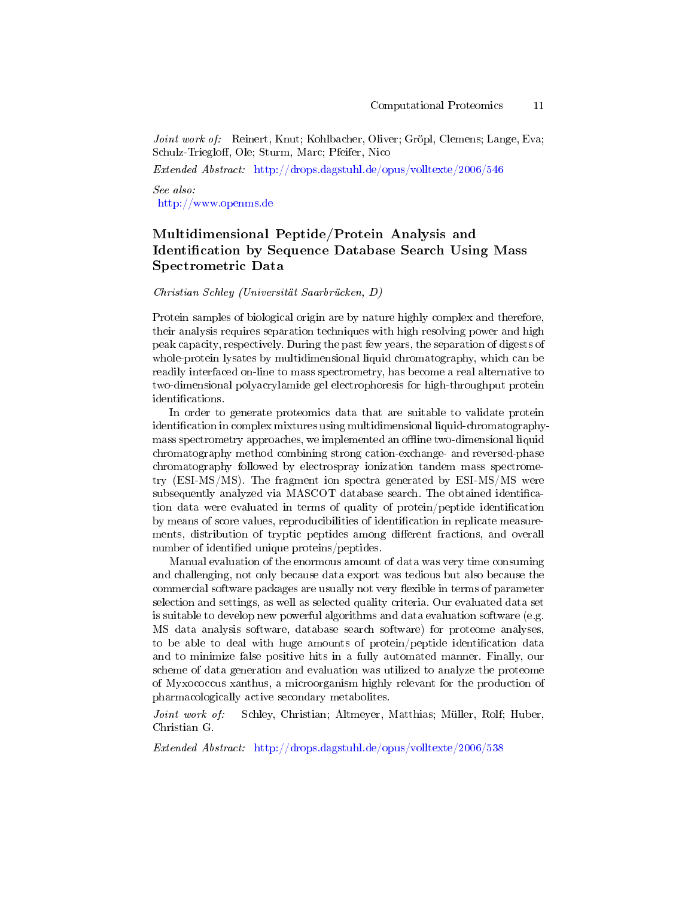*Joint work of:* Reinert, Knut; Kohlbacher, Oliver; Gröpl, Clemens; Lange, Eva; Schulz-Trieglaff, Ole; Sturm, Marc; Pfeifer, Nico

*Extended Abstract:* http://drops.dagstuhl.de/opus/volltexte/2006/546

*See also:*
http://www.openms.de

## Multidimensional Peptide/Protein Analysis and Identification by Sequence Database Search Using Mass Spectrometric Data

*Christian Schley (Universität Saarbrücken, D)*

Protein samples of biological origin are by nature highly complex and therefore, their analysis requires separation techniques with high resolving power and high peak capacity, respectively. During the past few years, the separation of digests of whole-protein lysates by multidimensional liquid chromatography, which can be readily interfaced on-line to mass spectrometry, has become a real alternative to two-dimensional polyacrylamide gel electrophoresis for high-throughput protein identifications.

In order to generate proteomics data that are suitable to validate protein identification in complex mixtures using multidimensional liquid-chromatography-mass spectrometry approaches, we implemented an offline two-dimensional liquid chromatography method combining strong cation-exchange- and reversed-phase chromatography followed by electrospray ionization tandem mass spectrometry (ESI-MS/MS). The fragment ion spectra generated by ESI-MS/MS were subsequently analyzed via MASCOT database search. The obtained identification data were evaluated in terms of quality of protein/peptide identification by means of score values, reproducibilities of identification in replicate measurements, distribution of tryptic peptides among different fractions, and overall number of identified unique proteins/peptides.

Manual evaluation of the enormous amount of data was very time consuming and challenging, not only because data export was tedious but also because the commercial software packages are usually not very flexible in terms of parameter selection and settings, as well as selected quality criteria. Our evaluated data set is suitable to develop new powerful algorithms and data evaluation software (e.g. MS data analysis software, database search software) for proteome analyses, to be able to deal with huge amounts of protein/peptide identification data and to minimize false positive hits in a fully automated manner. Finally, our scheme of data generation and evaluation was utilized to analyze the proteome of Myxococcus xanthus, a microorganism highly relevant for the production of pharmacologically active secondary metabolites.

*Joint work of:* Schley, Christian; Altmeyer, Matthias; Müller, Rolf; Huber, Christian G.

*Extended Abstract:* http://drops.dagstuhl.de/opus/volltexte/2006/538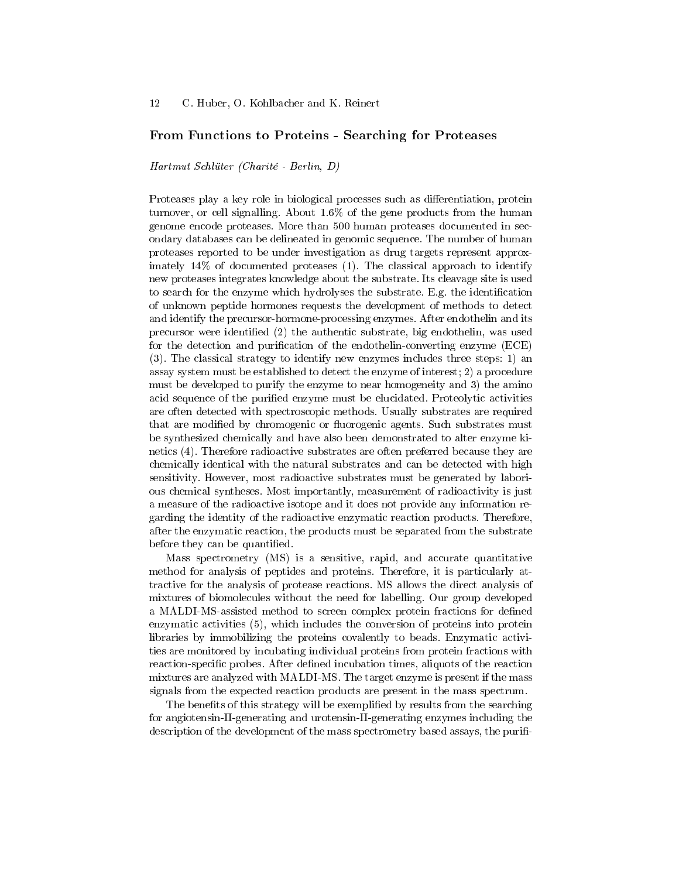### From Functions to Proteins - Searching for Proteases

*Hartmut Schlüter (Charité - Berlin, D)*

Proteases play a key role in biological processes such as differentiation, protein turnover, or cell signalling. About 1.6% of the gene products from the human genome encode proteases. More than 500 human proteases documented in secondary databases can be delineated in genomic sequence. The number of human proteases reported to be under investigation as drug targets represent approximately 14% of documented proteases (1). The classical approach to identify new proteases integrates knowledge about the substrate. Its cleavage site is used to search for the enzyme which hydrolyses the substrate. E.g. the identification of unknown peptide hormones requests the development of methods to detect and identify the precursor-hormone-processing enzymes. After endothelin and its precursor were identified (2) the authentic substrate, big endothelin, was used for the detection and purification of the endothelin-converting enzyme (ECE) (3). The classical strategy to identify new enzymes includes three steps: 1) an assay system must be established to detect the enzyme of interest; 2) a procedure must be developed to purify the enzyme to near homogeneity and 3) the amino acid sequence of the purified enzyme must be elucidated. Proteolytic activities are often detected with spectroscopic methods. Usually substrates are required that are modified by chromogenic or fluorogenic agents. Such substrates must be synthesized chemically and have also been demonstrated to alter enzyme kinetics (4). Therefore radioactive substrates are often preferred because they are chemically identical with the natural substrates and can be detected with high sensitivity. However, most radioactive substrates must be generated by laborious chemical syntheses. Most importantly, measurement of radioactivity is just a measure of the radioactive isotope and it does not provide any information regarding the identity of the radioactive enzymatic reaction products. Therefore, after the enzymatic reaction, the products must be separated from the substrate before they can be quantified.

Mass spectrometry (MS) is a sensitive, rapid, and accurate quantitative method for analysis of peptides and proteins. Therefore, it is particularly attractive for the analysis of protease reactions. MS allows the direct analysis of mixtures of biomolecules without the need for labelling. Our group developed a MALDI-MS-assisted method to screen complex protein fractions for defined enzymatic activities (5), which includes the conversion of proteins into protein libraries by immobilizing the proteins covalently to beads. Enzymatic activities are monitored by incubating individual proteins from protein fractions with reaction-specific probes. After defined incubation times, aliquots of the reaction mixtures are analyzed with MALDI-MS. The target enzyme is present if the mass signals from the expected reaction products are present in the mass spectrum.

The benefits of this strategy will be exemplified by results from the searching for angiotensin-II-generating and urotensin-II-generating enzymes including the description of the development of the mass spectrometry based assays, the purifi-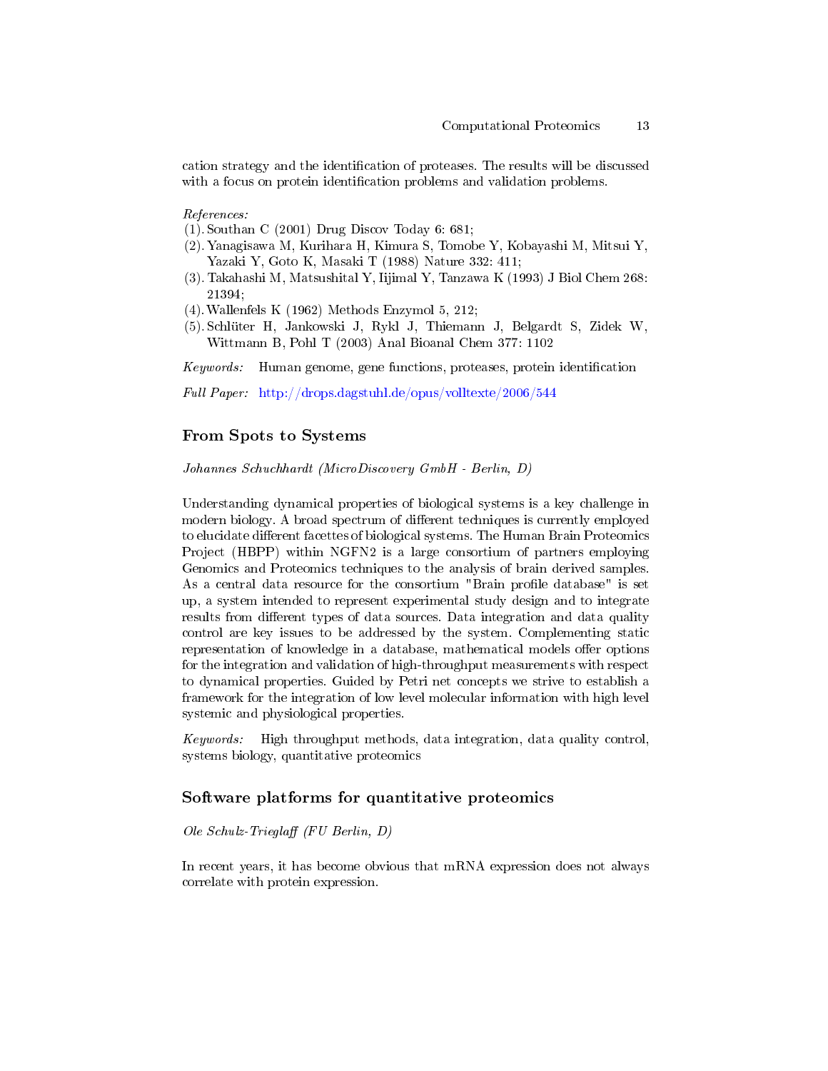cation strategy and the identification of proteases. The results will be discussed with a focus on protein identification problems and validation problems.

*References:*

(1). Southan C (2001) Drug Discov Today 6: 681;
(2). Yanagisawa M, Kurihara H, Kimura S, Tomobe Y, Kobayashi M, Mitsui Y, Yazaki Y, Goto K, Masaki T (1988) Nature 332: 411;
(3). Takahashi M, Matsushital Y, Iijimal Y, Tanzawa K (1993) J Biol Chem 268: 21394;
(4). Wallenfels K (1962) Methods Enzymol 5, 212;
(5). Schlüter H, Jankowski J, Rykl J, Thiemann J, Belgardt S, Zidek W, Wittmann B, Pohl T (2003) Anal Bioanal Chem 377: 1102

*Keywords:* Human genome, gene functions, proteases, protein identification

*Full Paper:* http://drops.dagstuhl.de/opus/volltexte/2006/544

## From Spots to Systems

*Johannes Schuchhardt (MicroDiscovery GmbH - Berlin, D)*

Understanding dynamical properties of biological systems is a key challenge in modern biology. A broad spectrum of different techniques is currently employed to elucidate different facettes of biological systems. The Human Brain Proteomics Project (HBPP) within NGFN2 is a large consortium of partners employing Genomics and Proteomics techniques to the analysis of brain derived samples. As a central data resource for the consortium "Brain profile database" is set up, a system intended to represent experimental study design and to integrate results from different types of data sources. Data integration and data quality control are key issues to be addressed by the system. Complementing static representation of knowledge in a database, mathematical models offer options for the integration and validation of high-throughput measurements with respect to dynamical properties. Guided by Petri net concepts we strive to establish a framework for the integration of low level molecular information with high level systemic and physiological properties.

*Keywords:* High throughput methods, data integration, data quality control, systems biology, quantitative proteomics

## Software platforms for quantitative proteomics

*Ole Schulz-Trieglaff (FU Berlin, D)*

In recent years, it has become obvious that mRNA expression does not always correlate with protein expression.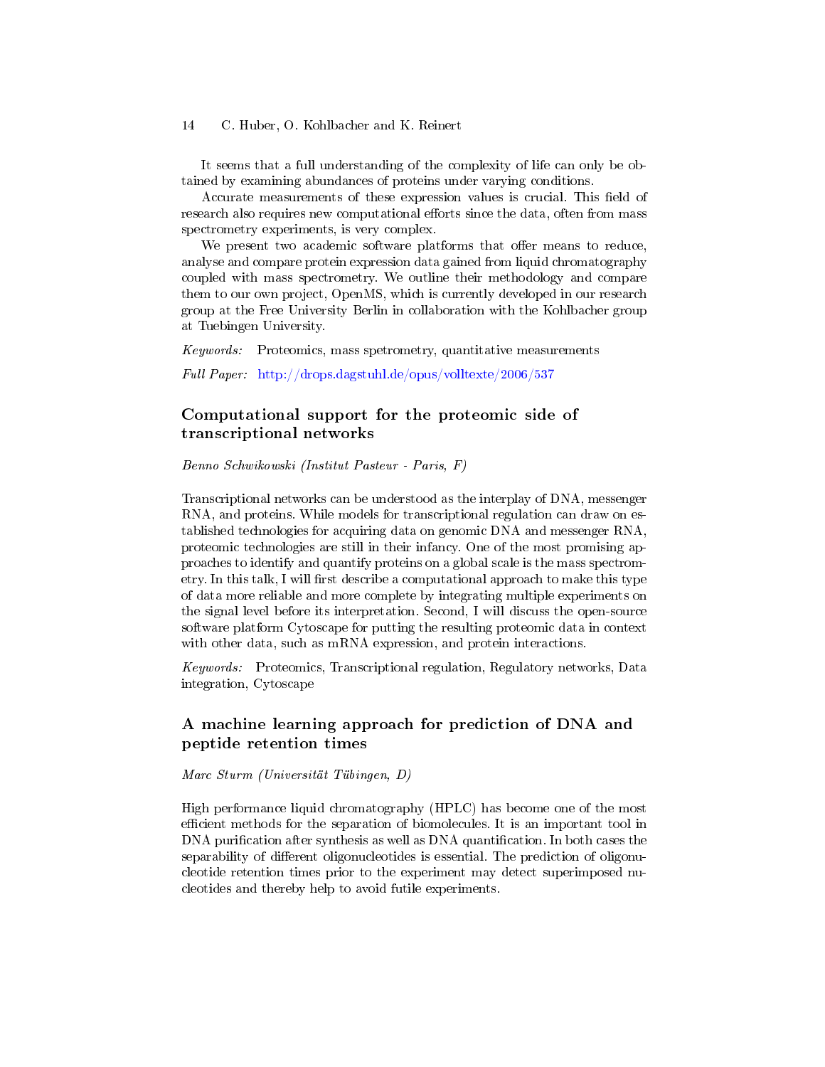It seems that a full understanding of the complexity of life can only be obtained by examining abundances of proteins under varying conditions.

Accurate measurements of these expression values is crucial. This field of research also requires new computational efforts since the data, often from mass spectrometry experiments, is very complex.

We present two academic software platforms that offer means to reduce, analyse and compare protein expression data gained from liquid chromatography coupled with mass spectrometry. We outline their methodology and compare them to our own project, OpenMS, which is currently developed in our research group at the Free University Berlin in collaboration with the Kohlbacher group at Tuebingen University.

*Keywords:* Proteomics, mass spetrometry, quantitative measurements

*Full Paper:* http://drops.dagstuhl.de/opus/volltexte/2006/537

## Computational support for the proteomic side of transcriptional networks

*Benno Schwikowski (Institut Pasteur - Paris, F)*

Transcriptional networks can be understood as the interplay of DNA, messenger RNA, and proteins. While models for transcriptional regulation can draw on established technologies for acquiring data on genomic DNA and messenger RNA, proteomic technologies are still in their infancy. One of the most promising approaches to identify and quantify proteins on a global scale is the mass spectrometry. In this talk, I will first describe a computational approach to make this type of data more reliable and more complete by integrating multiple experiments on the signal level before its interpretation. Second, I will discuss the open-source software platform Cytoscape for putting the resulting proteomic data in context with other data, such as mRNA expression, and protein interactions.

*Keywords:* Proteomics, Transcriptional regulation, Regulatory networks, Data integration, Cytoscape

## A machine learning approach for prediction of DNA and peptide retention times

*Marc Sturm (Universität Tübingen, D)*

High performance liquid chromatography (HPLC) has become one of the most efficient methods for the separation of biomolecules. It is an important tool in DNA purification after synthesis as well as DNA quantification. In both cases the separability of different oligonucleotides is essential. The prediction of oligonucleotide retention times prior to the experiment may detect superimposed nucleotides and thereby help to avoid futile experiments.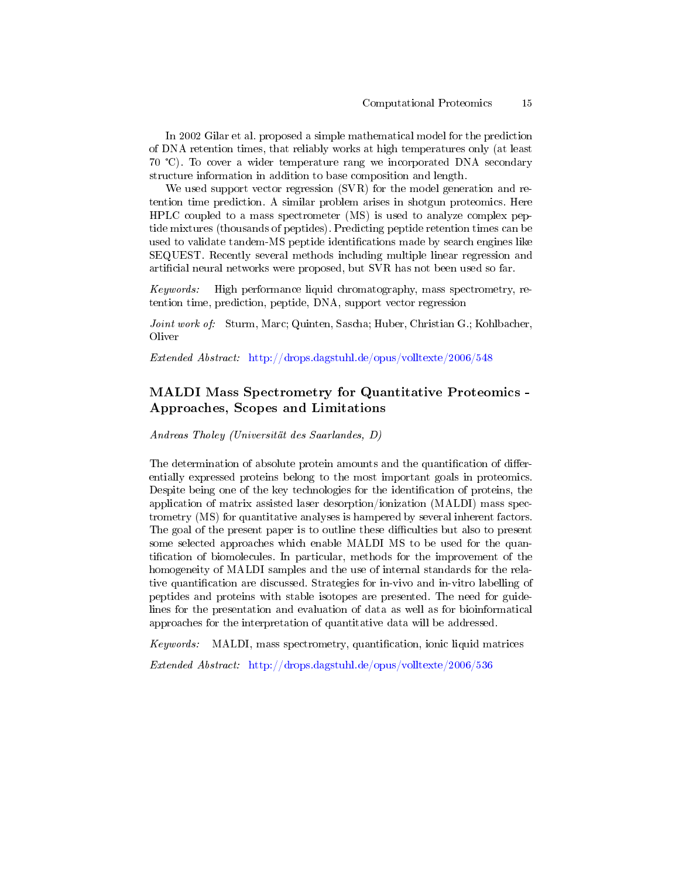In 2002 Gilar et al. proposed a simple mathematical model for the prediction of DNA retention times, that reliably works at high temperatures only (at least 70 °C). To cover a wider temperature rang we incorporated DNA secondary structure information in addition to base composition and length.

We used support vector regression (SVR) for the model generation and retention time prediction. A similar problem arises in shotgun proteomics. Here HPLC coupled to a mass spectrometer (MS) is used to analyze complex peptide mixtures (thousands of peptides). Predicting peptide retention times can be used to validate tandem-MS peptide identifications made by search engines like SEQUEST. Recently several methods including multiple linear regression and artificial neural networks were proposed, but SVR has not been used so far.

*Keywords:* High performance liquid chromatography, mass spectrometry, retention time, prediction, peptide, DNA, support vector regression

*Joint work of:* Sturm, Marc; Quinten, Sascha; Huber, Christian G.; Kohlbacher, Oliver

*Extended Abstract:* http://drops.dagstuhl.de/opus/volltexte/2006/548

## MALDI Mass Spectrometry for Quantitative Proteomics - Approaches, Scopes and Limitations

*Andreas Tholey (Universität des Saarlandes, D)*

The determination of absolute protein amounts and the quantification of differentially expressed proteins belong to the most important goals in proteomics. Despite being one of the key technologies for the identification of proteins, the application of matrix assisted laser desorption/ionization (MALDI) mass spectrometry (MS) for quantitative analyses is hampered by several inherent factors. The goal of the present paper is to outline these difficulties but also to present some selected approaches which enable MALDI MS to be used for the quantification of biomolecules. In particular, methods for the improvement of the homogeneity of MALDI samples and the use of internal standards for the relative quantification are discussed. Strategies for in-vivo and in-vitro labelling of peptides and proteins with stable isotopes are presented. The need for guidelines for the presentation and evaluation of data as well as for bioinformatical approaches for the interpretation of quantitative data will be addressed.

*Keywords:* MALDI, mass spectrometry, quantification, ionic liquid matrices

*Extended Abstract:* http://drops.dagstuhl.de/opus/volltexte/2006/536